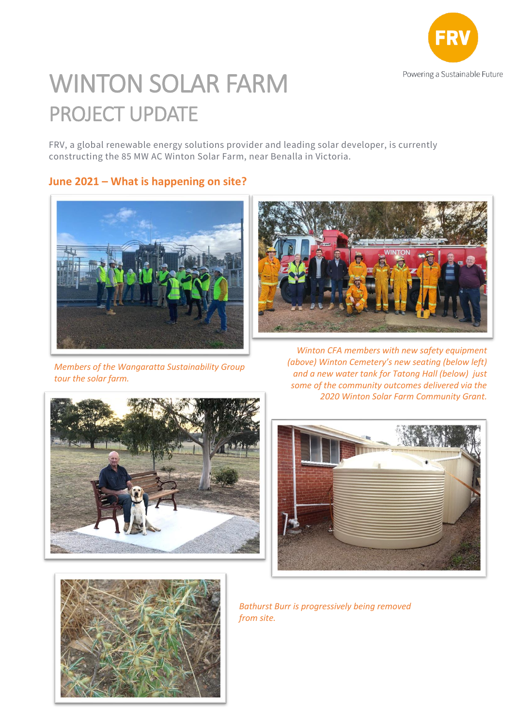# WINTON SOLAR FARM

## PROJECT UPDATE

FRV, a global renewable energy solutions provider and leading solar developer, is currently constructing the 85 MW AC Winton Solar Farm, near Benalla in Victoria.

### June 2021 – What is happening on site?

*Members of the Wangaratta Sustainability Group tour the solar farm.*

*Winton CFA members with new safety equipment (above) Winton Cemetery's new seating (below left) and a new water tank for Tatong Hall (below) just some of the community outcomes delivered via the 2020 Winton Solar Farm Community Grant.*

*Bathurst Burr is progressively being removed from site.*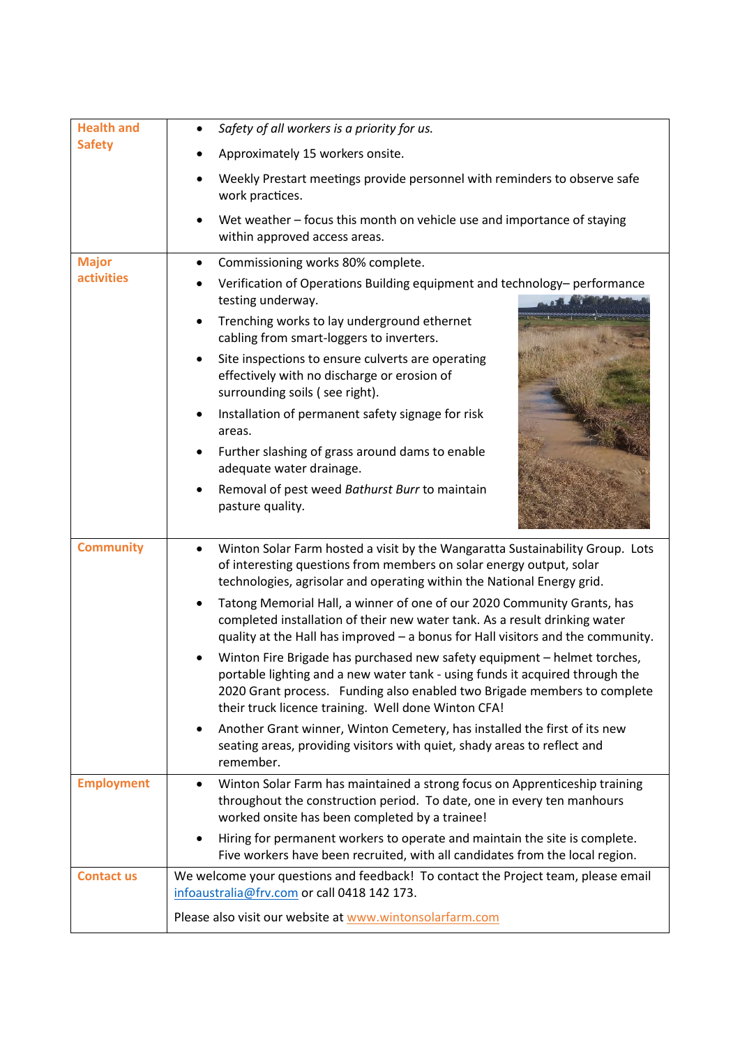| | |
|---|---|
| **Health and Safety** | • *Safety of all workers is a priority for us.*<br>• Approximately 15 workers onsite.<br>• Weekly Prestart meetings provide personnel with reminders to observe safe work practices.<br>• Wet weather – focus this month on vehicle use and importance of staying within approved access areas. |
| **Major activities** | • Commissioning works 80% complete.<br>• Verification of Operations Building equipment and technology– performance testing underway.<br>• Trenching works to lay underground ethernet cabling from smart-loggers to inverters.<br>• Site inspections to ensure culverts are operating effectively with no discharge or erosion of surrounding soils ( see right).<br>• Installation of permanent safety signage for risk areas.<br>• Further slashing of grass around dams to enable adequate water drainage.<br>• Removal of pest weed *Bathurst Burr* to maintain pasture quality. |
| **Community** | • Winton Solar Farm hosted a visit by the Wangaratta Sustainability Group. Lots of interesting questions from members on solar energy output, solar technologies, agrisolar and operating within the National Energy grid.<br>• Tatong Memorial Hall, a winner of one of our 2020 Community Grants, has completed installation of their new water tank. As a result drinking water quality at the Hall has improved – a bonus for Hall visitors and the community.<br>• Winton Fire Brigade has purchased new safety equipment – helmet torches, portable lighting and a new water tank - using funds it acquired through the 2020 Grant process. Funding also enabled two Brigade members to complete their truck licence training. Well done Winton CFA!<br>• Another Grant winner, Winton Cemetery, has installed the first of its new seating areas, providing visitors with quiet, shady areas to reflect and remember. |
| **Employment** | • Winton Solar Farm has maintained a strong focus on Apprenticeship training throughout the construction period. To date, one in every ten manhours worked onsite has been completed by a trainee!<br>• Hiring for permanent workers to operate and maintain the site is complete. Five workers have been recruited, with all candidates from the local region. |
| **Contact us** | We welcome your questions and feedback! To contact the Project team, please email infoaustralia@frv.com or call 0418 142 173.<br><br>Please also visit our website at www.wintonsolarfarm.com |